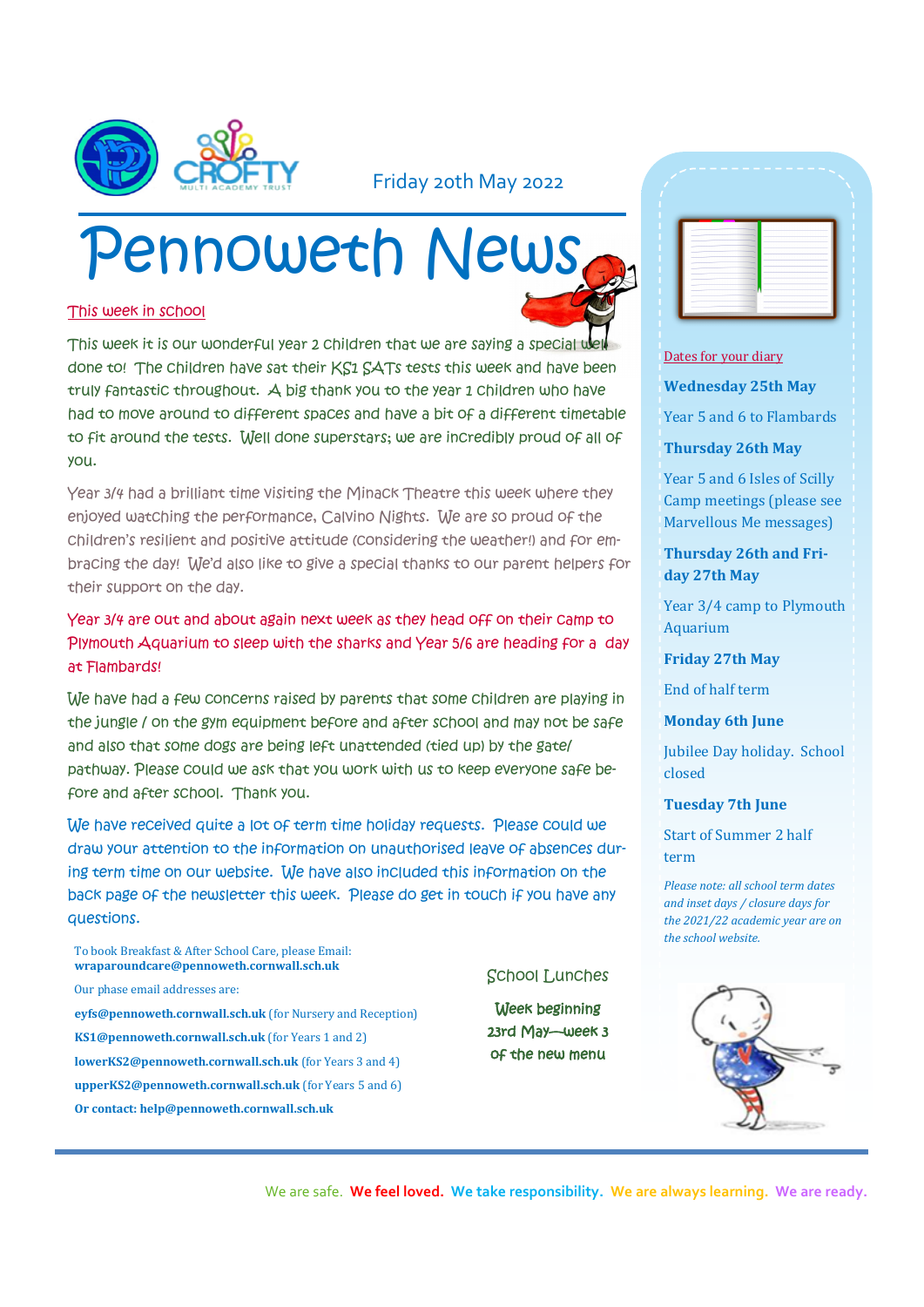Friday 20th May 2022

# Pennoweth News

## This week in school

This week it is our wonderful year 2 children that we are saying a special well done to! The children have sat their KS1 SATs tests this week and have been truly fantastic throughout. A big thank you to the year 1 children who have had to move around to different spaces and have a bit of a different timetable to fit around the tests. Well done superstars; we are incredibly proud of all of you.

Year 3/4 had a brilliant time visiting the Minack Theatre this week where they enjoyed watching the performance, Calvino Nights. We are so proud of the children's resilient and positive attitude (considering the weather!) and for embracing the day! We'd also like to give a special thanks to our parent helpers for their support on the day.

Year 3/4 are out and about again next week as they head off on their camp to Plymouth Aquarium to sleep with the sharks and Year 5/6 are heading for a day at Flambards!

We have had a few concerns raised by parents that some children are playing in the jungle / on the gym equipment before and after school and may not be safe and also that some dogs are being left unattended (tied up) by the gate/ pathway. Please could we ask that you work with us to keep everyone safe before and after school. Thank you.

We have received quite a lot of term time holiday requests. Please could we draw your attention to the information on unauthorised leave of absences during term time on our website. We have also included this information on the back page of the newsletter this week. Please do get in touch if you have any questions.

To book Breakfast & After School Care, please Email: **wraparoundcare@pennoweth.cornwall.sch.uk**

Our phase email addresses are:

**eyfs@pennoweth.cornwall.sch.uk** (for Nursery and Reception)

**KS1@pennoweth.cornwall.sch.uk** (for Years 1 and 2)

**lowerKS2@pennoweth.cornwall.sch.uk** (for Years 3 and 4)

**upperKS2@pennoweth.cornwall.sch.uk** (for Years 5 and 6)

**Or contact: help@pennoweth.cornwall.sch.uk**

## School Lunches

Week beginning 23rd May—week 3 of the new menu

## Dates for your diary

**Wednesday 25th May**

Year 5 and 6 to Flambards

**Thursday 26th May**

Year 5 and 6 Isles of Scilly Camp meetings (please see Marvellous Me messages)

**Thursday 26th and Friday 27th May**

Year 3/4 camp to Plymouth Aquarium

**Friday 27th May**

End of half term

**Monday 6th June**

Jubilee Day holiday. School closed

**Tuesday 7th June**

Start of Summer 2 half term

*Please note: all school term dates and inset days / closure days for the 2021/22 academic year are on the school website.*

We are safe. **We feel loved.** **We take responsibility.** **We are always learning.** **We are ready.**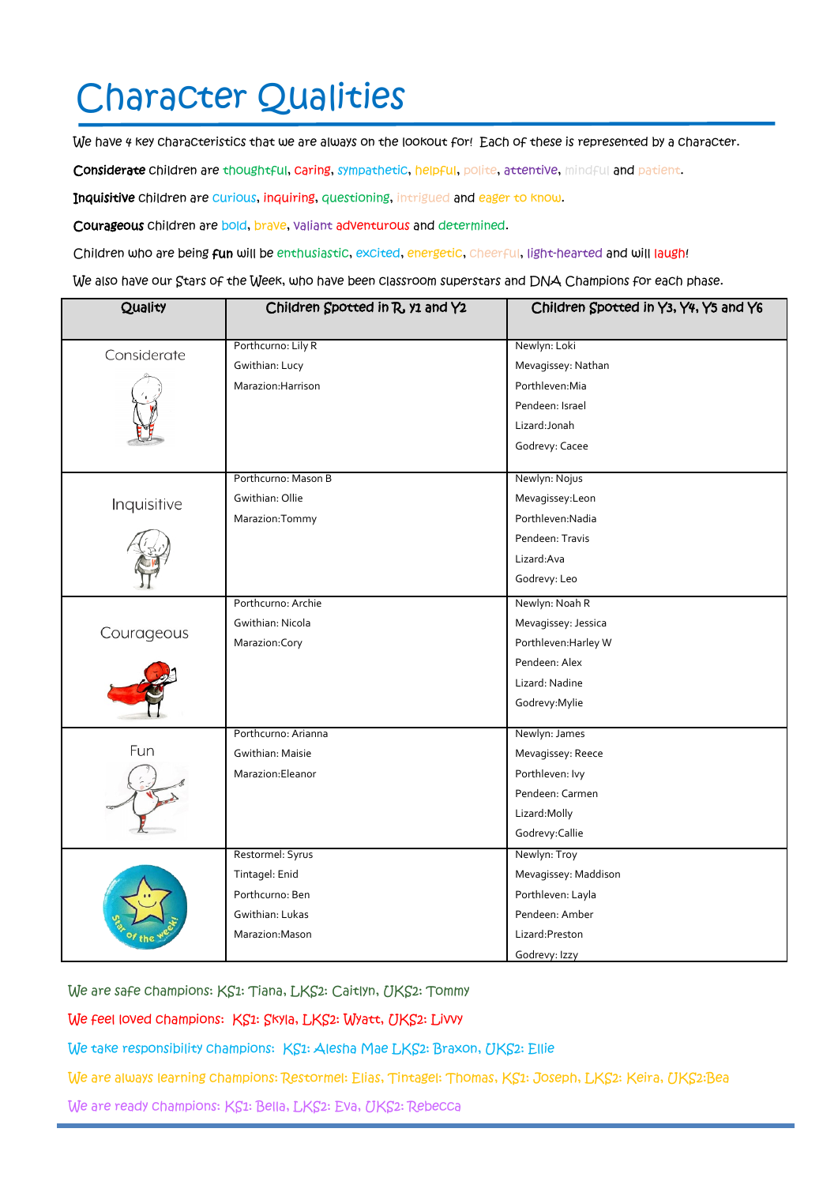# Character Qualities

We have 4 key characteristics that we are always on the lookout for! Each of these is represented by a character.

**Considerate** children are thoughtful, caring, sympathetic, helpful, polite, attentive, mindful and patient.

**Inquisitive** children are curious, inquiring, questioning, intrigued and eager to know.

**Courageous** children are bold, brave, valiant adventurous and determined.

Children who are being **fun** will be enthusiastic, excited, energetic, cheerful, light-hearted and will laugh!

We also have our Stars of the Week, who have been classroom superstars and DNA Champions for each phase.

| Quality | Children Spotted in R, Y1 and Y2 | Children Spotted in Y3, Y4, Y5 and Y6 |
|---|---|---|
| Considerate | Porthcurno: Lily R<br>Gwithian: Lucy<br>Marazion:Harrison | Newlyn: Loki<br>Mevagissey: Nathan<br>Porthleven:Mia<br>Pendeen: Israel<br>Lizard:Jonah<br>Godrevy: Cacee |
| Inquisitive | Porthcurno: Mason B<br>Gwithian: Ollie<br>Marazion:Tommy | Newlyn: Nojus<br>Mevagissey:Leon<br>Porthleven:Nadia<br>Pendeen: Travis<br>Lizard:Ava<br>Godrevy: Leo |
| Courageous | Porthcurno: Archie<br>Gwithian: Nicola<br>Marazion:Cory | Newlyn: Noah R<br>Mevagissey: Jessica<br>Porthleven:Harley W<br>Pendeen: Alex<br>Lizard: Nadine<br>Godrevy:Mylie |
| Fun | Porthcurno: Arianna<br>Gwithian: Maisie<br>Marazion:Eleanor | Newlyn: James<br>Mevagissey: Reece<br>Porthleven: Ivy<br>Pendeen: Carmen<br>Lizard:Molly<br>Godrevy:Callie |
| Star of the week! | Restormel: Syrus<br>Tintagel: Enid<br>Porthcurno: Ben<br>Gwithian: Lukas<br>Marazion:Mason | Newlyn: Troy<br>Mevagissey: Maddison<br>Porthleven: Layla<br>Pendeen: Amber<br>Lizard:Preston<br>Godrevy: Izzy |

We are safe champions: KS1: Tiana, LKS2: Caitlyn, UKS2: Tommy

We feel loved champions: KS1: Skyla, LKS2: Wyatt, UKS2: Livvy

We take responsibility champions: KS1: Alesha Mae LKS2: Braxon, UKS2: Ellie

We are always learning champions: Restormel: Elias, Tintagel: Thomas, KS1: Joseph, LKS2: Keira, UKS2:Bea

We are ready champions: KS1: Bella, LKS2: Eva, UKS2: Rebecca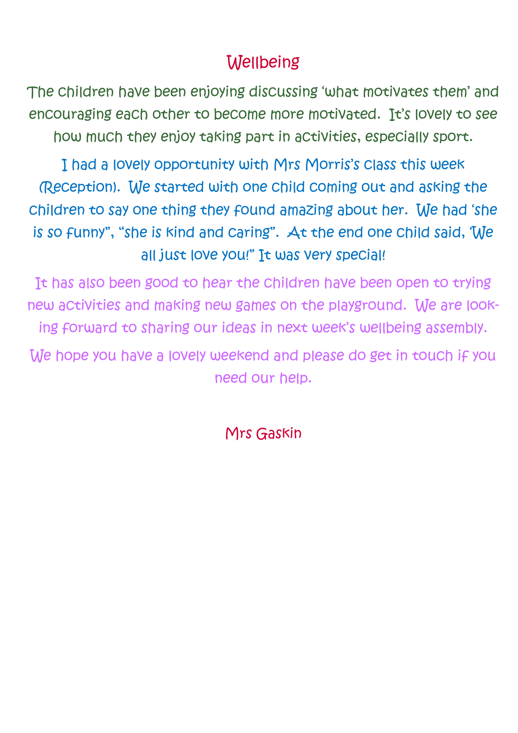# Wellbeing

The children have been enjoying discussing 'what motivates them' and encouraging each other to become more motivated. It's lovely to see how much they enjoy taking part in activities, especially sport.

I had a lovely opportunity with Mrs Morris's class this week (Reception). We started with one child coming out and asking the children to say one thing they found amazing about her. We had 'she is so funny", "she is kind and caring". At the end one child said, 'We all just love you!" It was very special!

It has also been good to hear the children have been open to trying new activities and making new games on the playground. We are looking forward to sharing our ideas in next week's wellbeing assembly.

We hope you have a lovely weekend and please do get in touch if you need our help.

Mrs Gaskin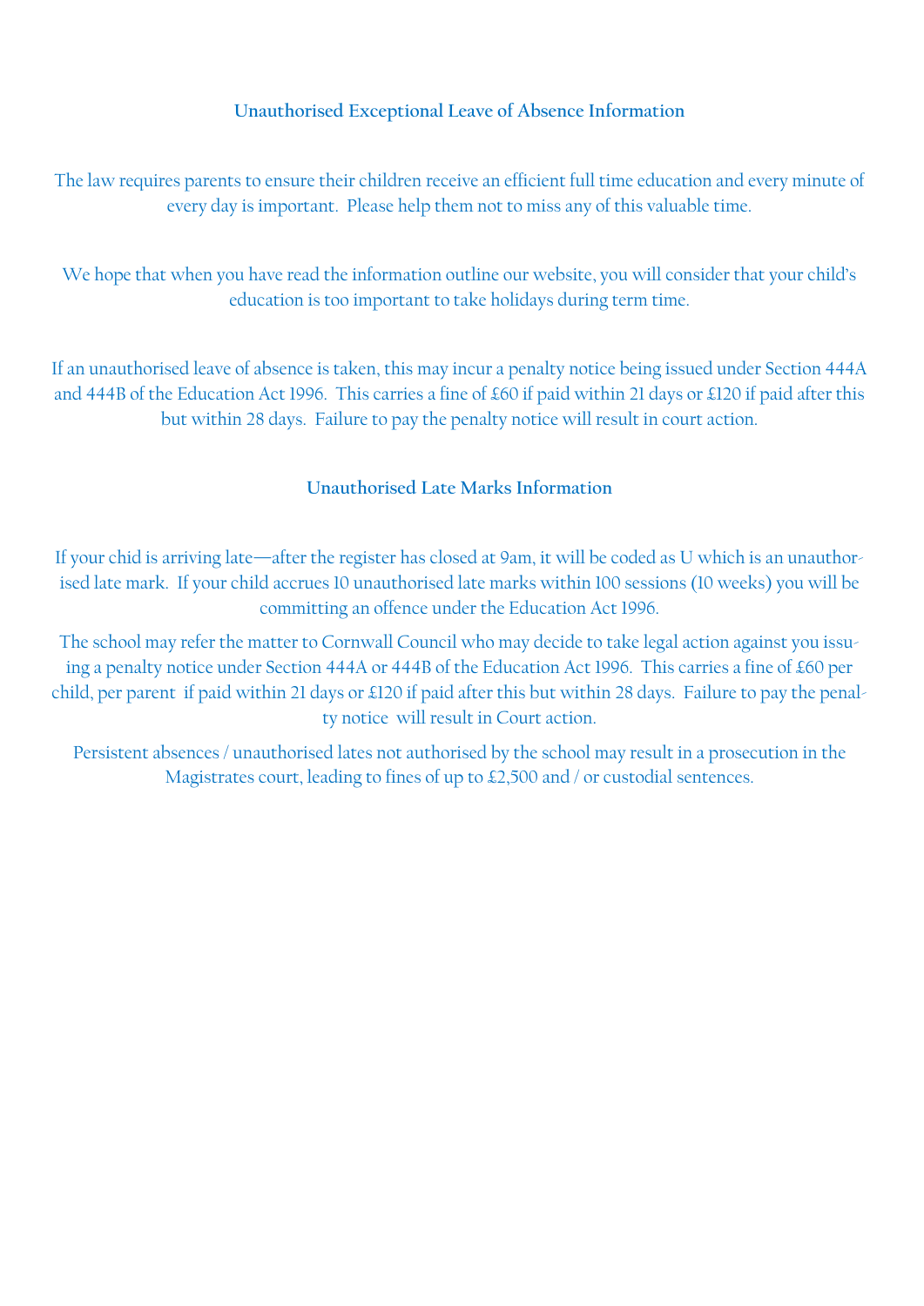## Unauthorised Exceptional Leave of Absence Information

The law requires parents to ensure their children receive an efficient full time education and every minute of every day is important. Please help them not to miss any of this valuable time.

We hope that when you have read the information outline our website, you will consider that your child's education is too important to take holidays during term time.

If an unauthorised leave of absence is taken, this may incur a penalty notice being issued under Section 444A and 444B of the Education Act 1996. This carries a fine of £60 if paid within 21 days or £120 if paid after this but within 28 days. Failure to pay the penalty notice will result in court action.

## Unauthorised Late Marks Information

If your chid is arriving late—after the register has closed at 9am, it will be coded as U which is an unauthorised late mark. If your child accrues 10 unauthorised late marks within 100 sessions (10 weeks) you will be committing an offence under the Education Act 1996.

The school may refer the matter to Cornwall Council who may decide to take legal action against you issuing a penalty notice under Section 444A or 444B of the Education Act 1996. This carries a fine of £60 per child, per parent if paid within 21 days or £120 if paid after this but within 28 days. Failure to pay the penalty notice will result in Court action.

Persistent absences / unauthorised lates not authorised by the school may result in a prosecution in the Magistrates court, leading to fines of up to £2,500 and / or custodial sentences.